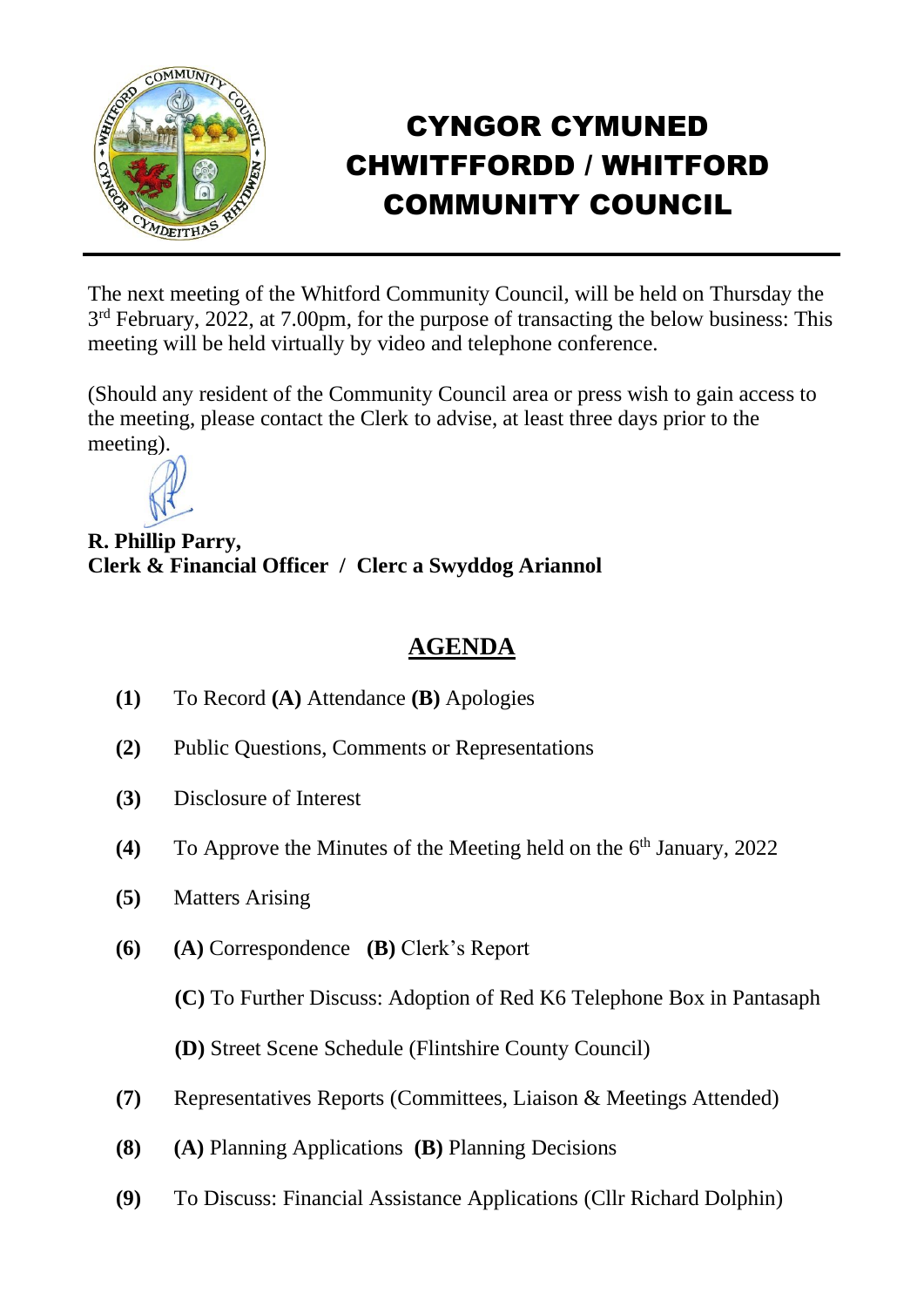# CYNGOR CYMUNED CHWITFFORDD / WHITFORD COMMUNITY COUNCIL

The next meeting of the Whitford Community Council, will be held on Thursday the 3rd February, 2022, at 7.00pm, for the purpose of transacting the below business: This meeting will be held virtually by video and telephone conference.

(Should any resident of the Community Council area or press wish to gain access to the meeting, please contact the Clerk to advise, at least three days prior to the meeting).

**R. Phillip Parry,**
**Clerk & Financial Officer / Clerc a Swyddog Ariannol**

## AGENDA

**(1)** To Record **(A)** Attendance **(B)** Apologies

**(2)** Public Questions, Comments or Representations

**(3)** Disclosure of Interest

**(4)** To Approve the Minutes of the Meeting held on the 6th January, 2022

**(5)** Matters Arising

**(6)** **(A)** Correspondence **(B)** Clerk's Report

**(C)** To Further Discuss: Adoption of Red K6 Telephone Box in Pantasaph

**(D)** Street Scene Schedule (Flintshire County Council)

**(7)** Representatives Reports (Committees, Liaison & Meetings Attended)

**(8)** **(A)** Planning Applications **(B)** Planning Decisions

**(9)** To Discuss: Financial Assistance Applications (Cllr Richard Dolphin)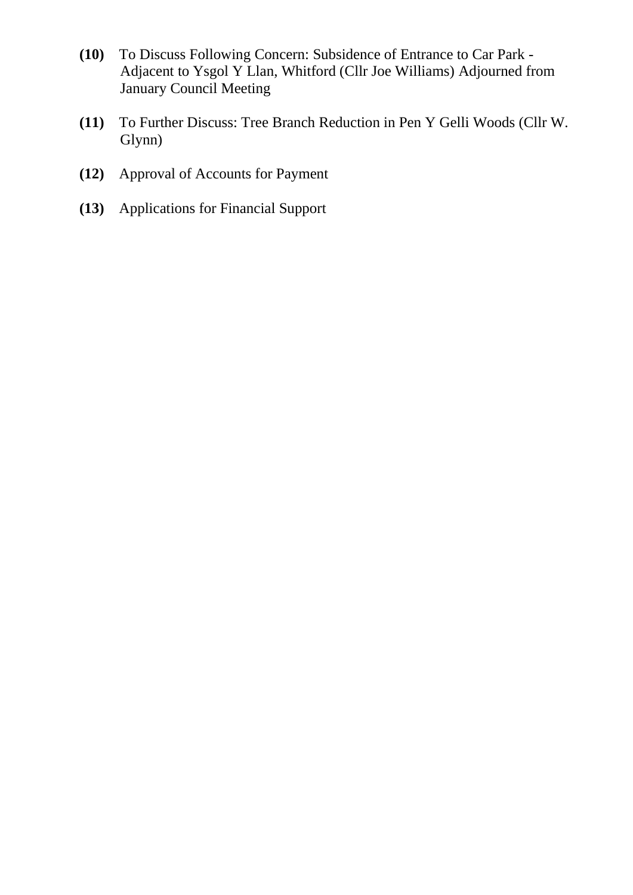**(10)** To Discuss Following Concern: Subsidence of Entrance to Car Park - Adjacent to Ysgol Y Llan, Whitford (Cllr Joe Williams) Adjourned from January Council Meeting

**(11)** To Further Discuss: Tree Branch Reduction in Pen Y Gelli Woods (Cllr W. Glynn)

**(12)** Approval of Accounts for Payment

**(13)** Applications for Financial Support